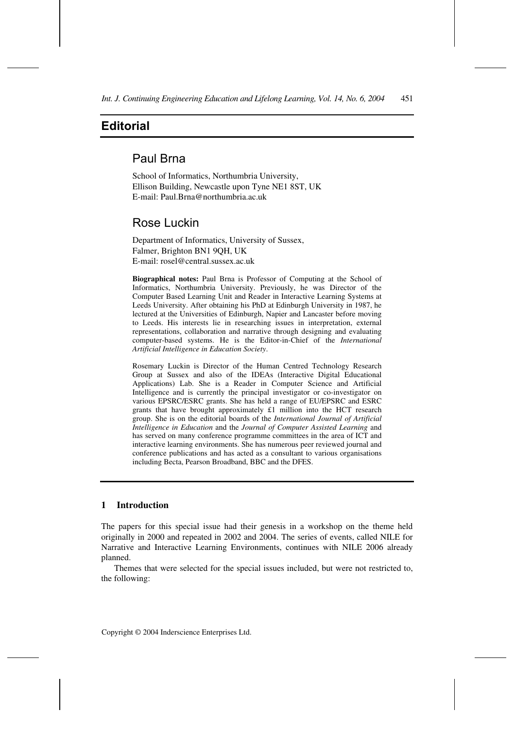# Editorial

## Paul Brna

School of Informatics, Northumbria University,
Ellison Building, Newcastle upon Tyne NE1 8ST, UK
E-mail: Paul.Brna@northumbria.ac.uk

## Rose Luckin

Department of Informatics, University of Sussex,
Falmer, Brighton BN1 9QH, UK
E-mail: rosel@central.sussex.ac.uk

**Biographical notes:** Paul Brna is Professor of Computing at the School of Informatics, Northumbria University. Previously, he was Director of the Computer Based Learning Unit and Reader in Interactive Learning Systems at Leeds University. After obtaining his PhD at Edinburgh University in 1987, he lectured at the Universities of Edinburgh, Napier and Lancaster before moving to Leeds. His interests lie in researching issues in interpretation, external representations, collaboration and narrative through designing and evaluating computer-based systems. He is the Editor-in-Chief of the *International Artificial Intelligence in Education Society*.

Rosemary Luckin is Director of the Human Centred Technology Research Group at Sussex and also of the IDEAs (Interactive Digital Educational Applications) Lab. She is a Reader in Computer Science and Artificial Intelligence and is currently the principal investigator or co-investigator on various EPSRC/ESRC grants. She has held a range of EU/EPSRC and ESRC grants that have brought approximately £1 million into the HCT research group. She is on the editorial boards of the *International Journal of Artificial Intelligence in Education* and the *Journal of Computer Assisted Learning* and has served on many conference programme committees in the area of ICT and interactive learning environments. She has numerous peer reviewed journal and conference publications and has acted as a consultant to various organisations including Becta, Pearson Broadband, BBC and the DFES.

## 1 Introduction

The papers for this special issue had their genesis in a workshop on the theme held originally in 2000 and repeated in 2002 and 2004. The series of events, called NILE for Narrative and Interactive Learning Environments, continues with NILE 2006 already planned.

Themes that were selected for the special issues included, but were not restricted to, the following:

Copyright © 2004 Inderscience Enterprises Ltd.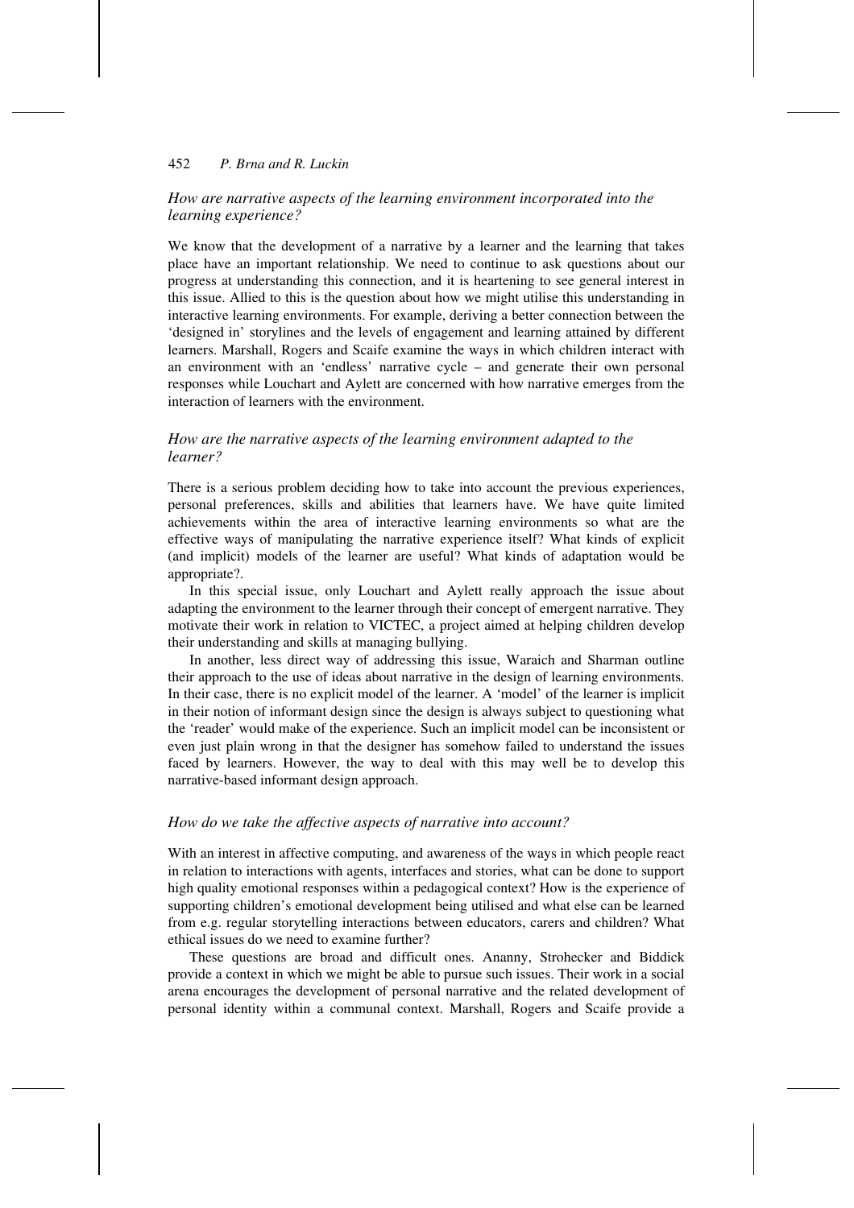### *How are narrative aspects of the learning environment incorporated into the learning experience?*

We know that the development of a narrative by a learner and the learning that takes place have an important relationship. We need to continue to ask questions about our progress at understanding this connection, and it is heartening to see general interest in this issue. Allied to this is the question about how we might utilise this understanding in interactive learning environments. For example, deriving a better connection between the 'designed in' storylines and the levels of engagement and learning attained by different learners. Marshall, Rogers and Scaife examine the ways in which children interact with an environment with an 'endless' narrative cycle – and generate their own personal responses while Louchart and Aylett are concerned with how narrative emerges from the interaction of learners with the environment.

### *How are the narrative aspects of the learning environment adapted to the learner?*

There is a serious problem deciding how to take into account the previous experiences, personal preferences, skills and abilities that learners have. We have quite limited achievements within the area of interactive learning environments so what are the effective ways of manipulating the narrative experience itself? What kinds of explicit (and implicit) models of the learner are useful? What kinds of adaptation would be appropriate?.

In this special issue, only Louchart and Aylett really approach the issue about adapting the environment to the learner through their concept of emergent narrative. They motivate their work in relation to VICTEC, a project aimed at helping children develop their understanding and skills at managing bullying.

In another, less direct way of addressing this issue, Waraich and Sharman outline their approach to the use of ideas about narrative in the design of learning environments. In their case, there is no explicit model of the learner. A 'model' of the learner is implicit in their notion of informant design since the design is always subject to questioning what the 'reader' would make of the experience. Such an implicit model can be inconsistent or even just plain wrong in that the designer has somehow failed to understand the issues faced by learners. However, the way to deal with this may well be to develop this narrative-based informant design approach.

### *How do we take the affective aspects of narrative into account?*

With an interest in affective computing, and awareness of the ways in which people react in relation to interactions with agents, interfaces and stories, what can be done to support high quality emotional responses within a pedagogical context? How is the experience of supporting children's emotional development being utilised and what else can be learned from e.g. regular storytelling interactions between educators, carers and children? What ethical issues do we need to examine further?

These questions are broad and difficult ones. Ananny, Strohecker and Biddick provide a context in which we might be able to pursue such issues. Their work in a social arena encourages the development of personal narrative and the related development of personal identity within a communal context. Marshall, Rogers and Scaife provide a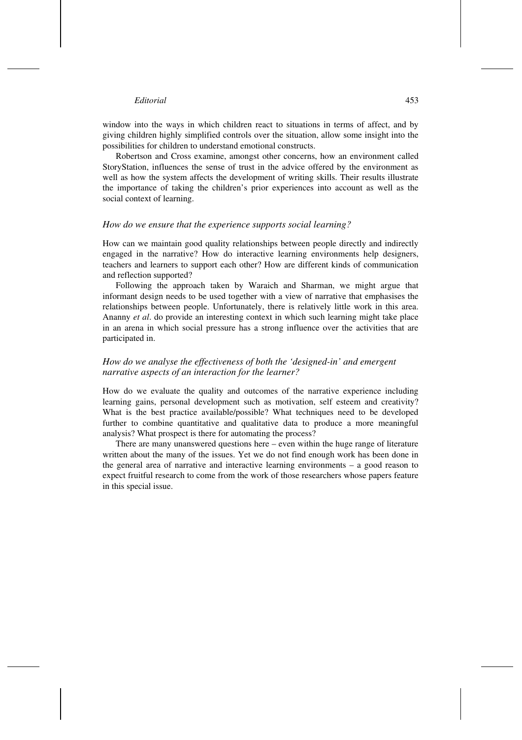window into the ways in which children react to situations in terms of affect, and by giving children highly simplified controls over the situation, allow some insight into the possibilities for children to understand emotional constructs.

Robertson and Cross examine, amongst other concerns, how an environment called StoryStation, influences the sense of trust in the advice offered by the environment as well as how the system affects the development of writing skills. Their results illustrate the importance of taking the children's prior experiences into account as well as the social context of learning.

### *How do we ensure that the experience supports social learning?*

How can we maintain good quality relationships between people directly and indirectly engaged in the narrative? How do interactive learning environments help designers, teachers and learners to support each other? How are different kinds of communication and reflection supported?

Following the approach taken by Waraich and Sharman, we might argue that informant design needs to be used together with a view of narrative that emphasises the relationships between people. Unfortunately, there is relatively little work in this area. Ananny *et al*. do provide an interesting context in which such learning might take place in an arena in which social pressure has a strong influence over the activities that are participated in.

### *How do we analyse the effectiveness of both the 'designed-in' and emergent narrative aspects of an interaction for the learner?*

How do we evaluate the quality and outcomes of the narrative experience including learning gains, personal development such as motivation, self esteem and creativity? What is the best practice available/possible? What techniques need to be developed further to combine quantitative and qualitative data to produce a more meaningful analysis? What prospect is there for automating the process?

There are many unanswered questions here – even within the huge range of literature written about the many of the issues. Yet we do not find enough work has been done in the general area of narrative and interactive learning environments – a good reason to expect fruitful research to come from the work of those researchers whose papers feature in this special issue.